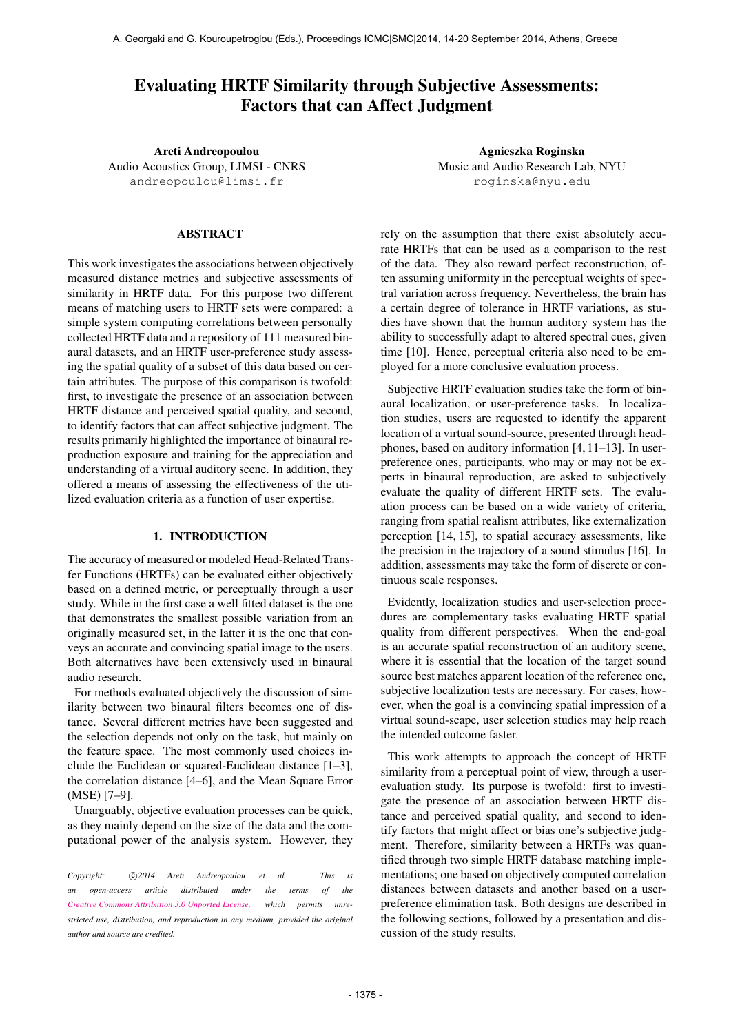# Evaluating HRTF Similarity through Subjective Assessments: Factors that can Affect Judgment

**Areti Andreopoulou**
Audio Acoustics Group, LIMSI - CNRS
andreopoulou@limsi.fr

**Agnieszka Roginska**
Music and Audio Research Lab, NYU
roginska@nyu.edu

## ABSTRACT

This work investigates the associations between objectively measured distance metrics and subjective assessments of similarity in HRTF data. For this purpose two different means of matching users to HRTF sets were compared: a simple system computing correlations between personally collected HRTF data and a repository of 111 measured binaural datasets, and an HRTF user-preference study assessing the spatial quality of a subset of this data based on certain attributes. The purpose of this comparison is twofold: first, to investigate the presence of an association between HRTF distance and perceived spatial quality, and second, to identify factors that can affect subjective judgment. The results primarily highlighted the importance of binaural reproduction exposure and training for the appreciation and understanding of a virtual auditory scene. In addition, they offered a means of assessing the effectiveness of the utilized evaluation criteria as a function of user expertise.

## 1. INTRODUCTION

The accuracy of measured or modeled Head-Related Transfer Functions (HRTFs) can be evaluated either objectively based on a defined metric, or perceptually through a user study. While in the first case a well fitted dataset is the one that demonstrates the smallest possible variation from an originally measured set, in the latter it is the one that conveys an accurate and convincing spatial image to the users. Both alternatives have been extensively used in binaural audio research.

For methods evaluated objectively the discussion of similarity between two binaural filters becomes one of distance. Several different metrics have been suggested and the selection depends not only on the task, but mainly on the feature space. The most commonly used choices include the Euclidean or squared-Euclidean distance [1–3], the correlation distance [4–6], and the Mean Square Error (MSE) [7–9].

Unarguably, objective evaluation processes can be quick, as they mainly depend on the size of the data and the computational power of the analysis system. However, they rely on the assumption that there exist absolutely accurate HRTFs that can be used as a comparison to the rest of the data. They also reward perfect reconstruction, often assuming uniformity in the perceptual weights of spectral variation across frequency. Nevertheless, the brain has a certain degree of tolerance in HRTF variations, as studies have shown that the human auditory system has the ability to successfully adapt to altered spectral cues, given time [10]. Hence, perceptual criteria also need to be employed for a more conclusive evaluation process.

Subjective HRTF evaluation studies take the form of binaural localization, or user-preference tasks. In localization studies, users are requested to identify the apparent location of a virtual sound-source, presented through headphones, based on auditory information [4, 11–13]. In user-preference ones, participants, who may or may not be experts in binaural reproduction, are asked to subjectively evaluate the quality of different HRTF sets. The evaluation process can be based on a wide variety of criteria, ranging from spatial realism attributes, like externalization perception [14, 15], to spatial accuracy assessments, like the precision in the trajectory of a sound stimulus [16]. In addition, assessments may take the form of discrete or continuous scale responses.

Evidently, localization studies and user-selection procedures are complementary tasks evaluating HRTF spatial quality from different perspectives. When the end-goal is an accurate spatial reconstruction of an auditory scene, where it is essential that the location of the target sound source best matches apparent location of the reference one, subjective localization tests are necessary. For cases, however, when the goal is a convincing spatial impression of a virtual sound-scape, user selection studies may help reach the intended outcome faster.

This work attempts to approach the concept of HRTF similarity from a perceptual point of view, through a user-evaluation study. Its purpose is twofold: first to investigate the presence of an association between HRTF distance and perceived spatial quality, and second to identify factors that might affect or bias one's subjective judgment. Therefore, similarity between a HRTFs was quantified through two simple HRTF database matching implementations; one based on objectively computed correlation distances between datasets and another based on a user-preference elimination task. Both designs are described in the following sections, followed by a presentation and discussion of the study results.

*Copyright: ©2014 Areti Andreopoulou et al. This is an open-access article distributed under the terms of the Creative Commons Attribution 3.0 Unported License, which permits unrestricted use, distribution, and reproduction in any medium, provided the original author and source are credited.*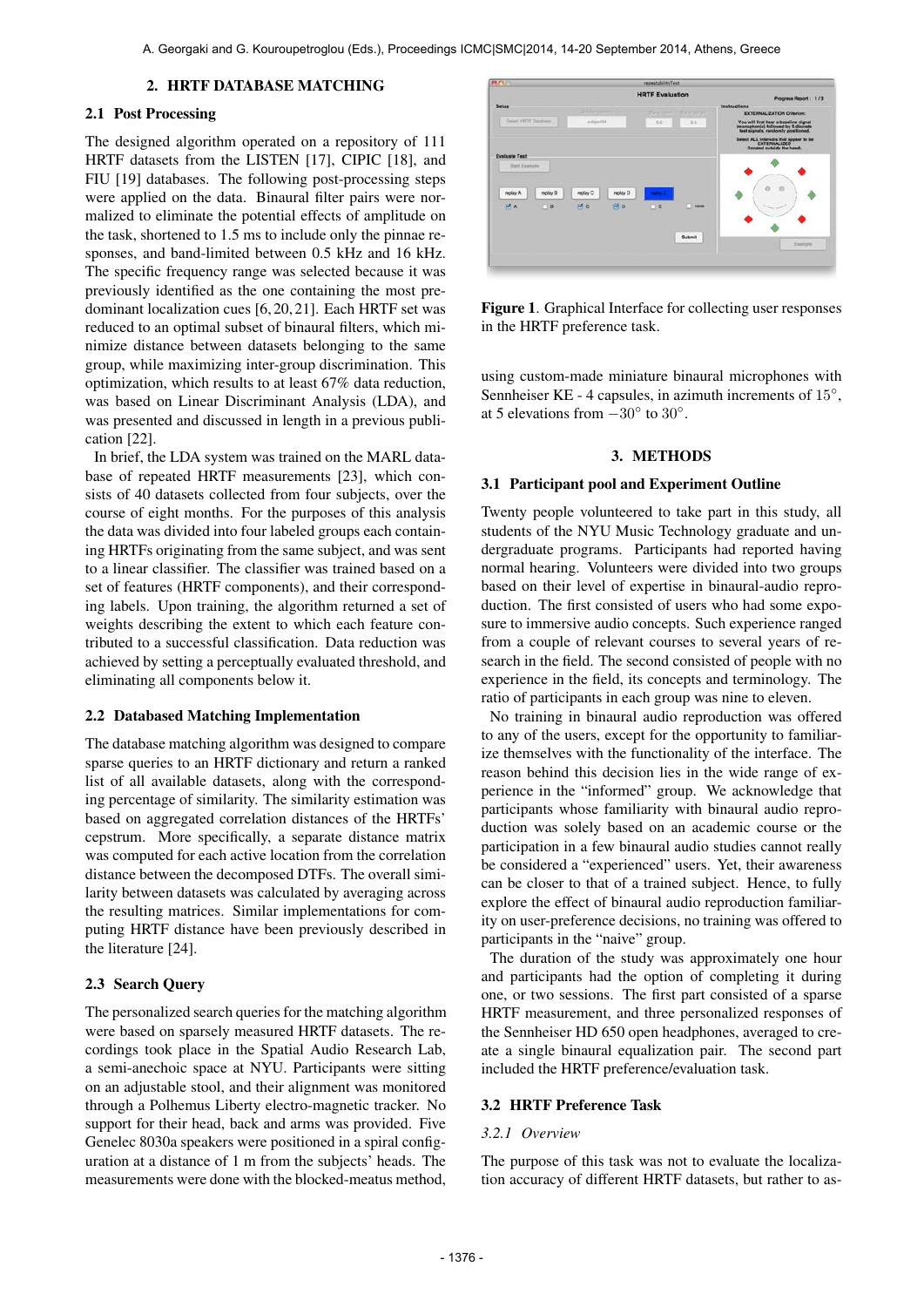## 2. HRTF DATABASE MATCHING

### 2.1 Post Processing

The designed algorithm operated on a repository of 111 HRTF datasets from the LISTEN [17], CIPIC [18], and FIU [19] databases. The following post-processing steps were applied on the data. Binaural filter pairs were normalized to eliminate the potential effects of amplitude on the task, shortened to 1.5 ms to include only the pinnae responses, and band-limited between 0.5 kHz and 16 kHz. The specific frequency range was selected because it was previously identified as the one containing the most predominant localization cues [6, 20, 21]. Each HRTF set was reduced to an optimal subset of binaural filters, which minimize distance between datasets belonging to the same group, while maximizing inter-group discrimination. This optimization, which results to at least 67% data reduction, was based on Linear Discriminant Analysis (LDA), and was presented and discussed in length in a previous publication [22].

In brief, the LDA system was trained on the MARL database of repeated HRTF measurements [23], which consists of 40 datasets collected from four subjects, over the course of eight months. For the purposes of this analysis the data was divided into four labeled groups each containing HRTFs originating from the same subject, and was sent to a linear classifier. The classifier was trained based on a set of features (HRTF components), and their corresponding labels. Upon training, the algorithm returned a set of weights describing the extent to which each feature contributed to a successful classification. Data reduction was achieved by setting a perceptually evaluated threshold, and eliminating all components below it.

### 2.2 Databased Matching Implementation

The database matching algorithm was designed to compare sparse queries to an HRTF dictionary and return a ranked list of all available datasets, along with the corresponding percentage of similarity. The similarity estimation was based on aggregated correlation distances of the HRTFs' cepstrum. More specifically, a separate distance matrix was computed for each active location from the correlation distance between the decomposed DTFs. The overall similarity between datasets was calculated by averaging across the resulting matrices. Similar implementations for computing HRTF distance have been previously described in the literature [24].

### 2.3 Search Query

The personalized search queries for the matching algorithm were based on sparsely measured HRTF datasets. The recordings took place in the Spatial Audio Research Lab, a semi-anechoic space at NYU. Participants were sitting on an adjustable stool, and their alignment was monitored through a Polhemus Liberty electro-magnetic tracker. No support for their head, back and arms was provided. Five Genelec 8030a speakers were positioned in a spiral configuration at a distance of 1 m from the subjects' heads. The measurements were done with the blocked-meatus method, using custom-made miniature binaural microphones with Sennheiser KE - 4 capsules, in azimuth increments of $15^{\circ}$, at 5 elevations from $-30^{\circ}$ to $30^{\circ}$.

Figure 1. Graphical Interface for collecting user responses in the HRTF preference task.

## 3. METHODS

### 3.1 Participant pool and Experiment Outline

Twenty people volunteered to take part in this study, all students of the NYU Music Technology graduate and undergraduate programs. Participants had reported having normal hearing. Volunteers were divided into two groups based on their level of expertise in binaural-audio reproduction. The first consisted of users who had some exposure to immersive audio concepts. Such experience ranged from a couple of relevant courses to several years of research in the field. The second consisted of people with no experience in the field, its concepts and terminology. The ratio of participants in each group was nine to eleven.

No training in binaural audio reproduction was offered to any of the users, except for the opportunity to familiarize themselves with the functionality of the interface. The reason behind this decision lies in the wide range of experience in the "informed" group. We acknowledge that participants whose familiarity with binaural audio reproduction was solely based on an academic course or the participation in a few binaural audio studies cannot really be considered a "experienced" users. Yet, their awareness can be closer to that of a trained subject. Hence, to fully explore the effect of binaural audio reproduction familiarity on user-preference decisions, no training was offered to participants in the "naive" group.

The duration of the study was approximately one hour and participants had the option of completing it during one, or two sessions. The first part consisted of a sparse HRTF measurement, and three personalized responses of the Sennheiser HD 650 open headphones, averaged to create a single binaural equalization pair. The second part included the HRTF preference/evaluation task.

### 3.2 HRTF Preference Task

#### *3.2.1 Overview*

The purpose of this task was not to evaluate the localization accuracy of different HRTF datasets, but rather to as-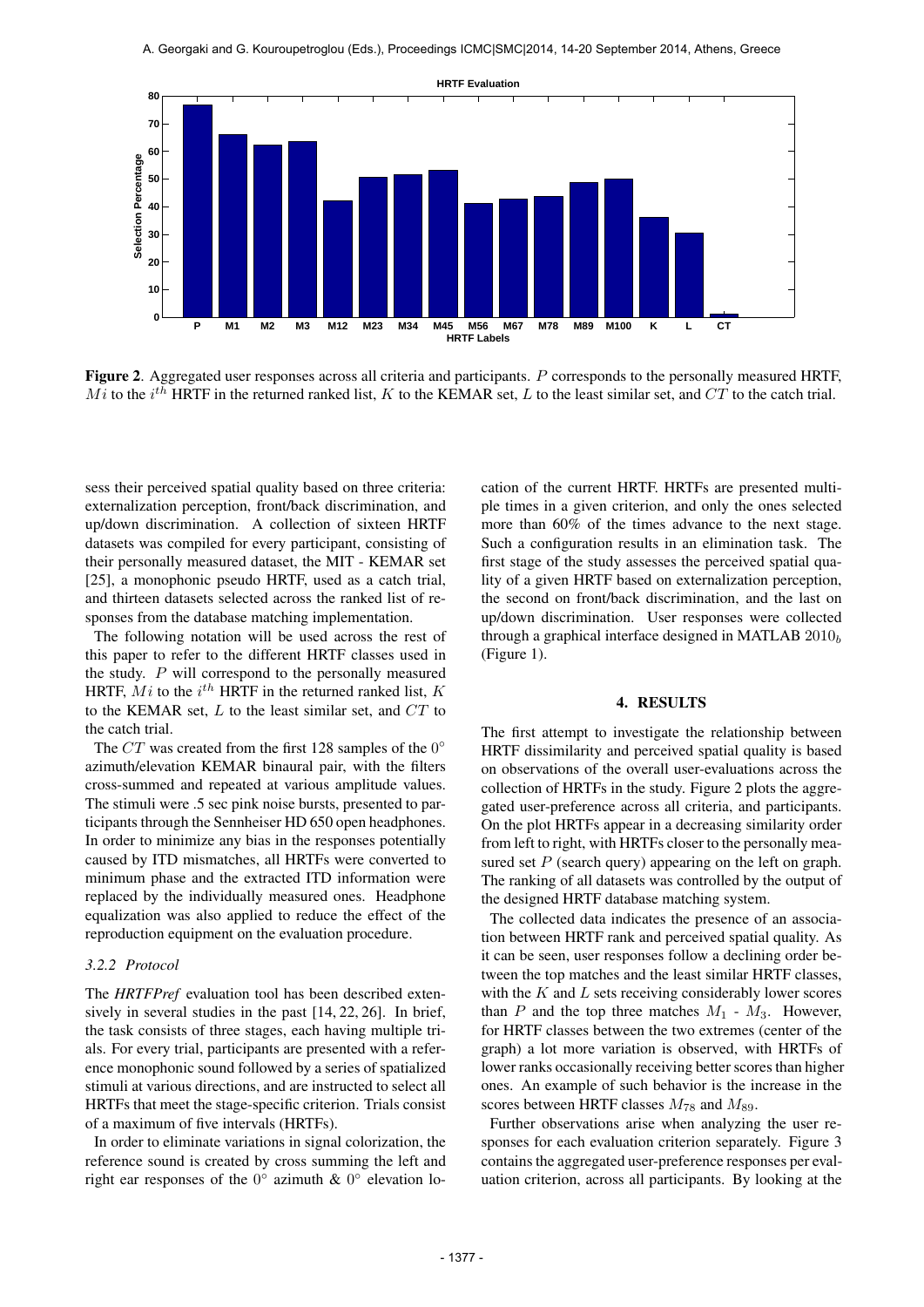Figure 2. Aggregated user responses across all criteria and participants. $P$ corresponds to the personally measured HRTF, $Mi$ to the $i^{th}$ HRTF in the returned ranked list, $K$ to the KEMAR set, $L$ to the least similar set, and $CT$ to the catch trial.

sess their perceived spatial quality based on three criteria: externalization perception, front/back discrimination, and up/down discrimination. A collection of sixteen HRTF datasets was compiled for every participant, consisting of their personally measured dataset, the MIT - KEMAR set [25], a monophonic pseudo HRTF, used as a catch trial, and thirteen datasets selected across the ranked list of responses from the database matching implementation.

The following notation will be used across the rest of this paper to refer to the different HRTF classes used in the study. $P$ will correspond to the personally measured HRTF, $Mi$ to the $i^{th}$ HRTF in the returned ranked list, $K$ to the KEMAR set, $L$ to the least similar set, and $CT$ to the catch trial.

The $CT$ was created from the first 128 samples of the $0^{\circ}$ azimuth/elevation KEMAR binaural pair, with the filters cross-summed and repeated at various amplitude values. The stimuli were .5 sec pink noise bursts, presented to participants through the Sennheiser HD 650 open headphones. In order to minimize any bias in the responses potentially caused by ITD mismatches, all HRTFs were converted to minimum phase and the extracted ITD information were replaced by the individually measured ones. Headphone equalization was also applied to reduce the effect of the reproduction equipment on the evaluation procedure.

#### 3.2.2 Protocol

The *HRTFPref* evaluation tool has been described extensively in several studies in the past [14, 22, 26]. In brief, the task consists of three stages, each having multiple trials. For every trial, participants are presented with a reference monophonic sound followed by a series of spatialized stimuli at various directions, and are instructed to select all HRTFs that meet the stage-specific criterion. Trials consist of a maximum of five intervals (HRTFs).

In order to eliminate variations in signal colorization, the reference sound is created by cross summing the left and right ear responses of the $0^{\circ}$ azimuth & $0^{\circ}$ elevation location of the current HRTF. HRTFs are presented multiple times in a given criterion, and only the ones selected more than 60% of the times advance to the next stage. Such a configuration results in an elimination task. The first stage of the study assesses the perceived spatial quality of a given HRTF based on externalization perception, the second on front/back discrimination, and the last on up/down discrimination. User responses were collected through a graphical interface designed in MATLAB $2010_b$ (Figure 1).

## 4. RESULTS

The first attempt to investigate the relationship between HRTF dissimilarity and perceived spatial quality is based on observations of the overall user-evaluations across the collection of HRTFs in the study. Figure 2 plots the aggregated user-preference across all criteria, and participants. On the plot HRTFs appear in a decreasing similarity order from left to right, with HRTFs closer to the personally measured set $P$ (search query) appearing on the left on graph. The ranking of all datasets was controlled by the output of the designed HRTF database matching system.

The collected data indicates the presence of an association between HRTF rank and perceived spatial quality. As it can be seen, user responses follow a declining order between the top matches and the least similar HRTF classes, with the $K$ and $L$ sets receiving considerably lower scores than $P$ and the top three matches $M_1$ - $M_3$. However, for HRTF classes between the two extremes (center of the graph) a lot more variation is observed, with HRTFs of lower ranks occasionally receiving better scores than higher ones. An example of such behavior is the increase in the scores between HRTF classes $M_{78}$ and $M_{89}$.

Further observations arise when analyzing the user responses for each evaluation criterion separately. Figure 3 contains the aggregated user-preference responses per evaluation criterion, across all participants. By looking at the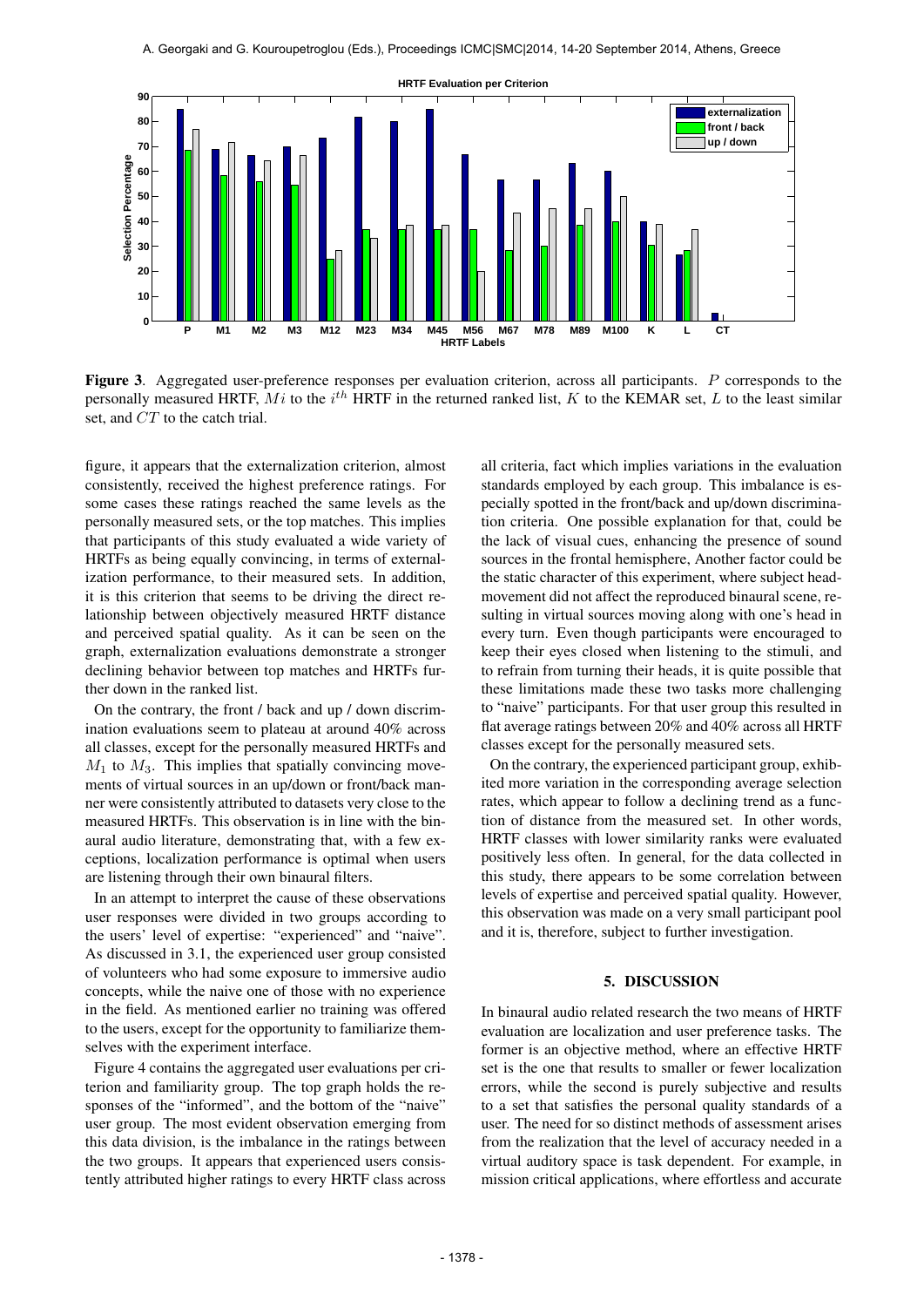**Figure 3**. Aggregated user-preference responses per evaluation criterion, across all participants. $P$ corresponds to the personally measured HRTF, $Mi$ to the $i^{th}$ HRTF in the returned ranked list, $K$ to the KEMAR set, $L$ to the least similar set, and $CT$ to the catch trial.

figure, it appears that the externalization criterion, almost consistently, received the highest preference ratings. For some cases these ratings reached the same levels as the personally measured sets, or the top matches. This implies that participants of this study evaluated a wide variety of HRTFs as being equally convincing, in terms of externalization performance, to their measured sets. In addition, it is this criterion that seems to be driving the direct relationship between objectively measured HRTF distance and perceived spatial quality. As it can be seen on the graph, externalization evaluations demonstrate a stronger declining behavior between top matches and HRTFs further down in the ranked list.

On the contrary, the front / back and up / down discrimination evaluations seem to plateau at around 40% across all classes, except for the personally measured HRTFs and $M_1$ to $M_3$. This implies that spatially convincing movements of virtual sources in an up/down or front/back manner were consistently attributed to datasets very close to the measured HRTFs. This observation is in line with the binaural audio literature, demonstrating that, with a few exceptions, localization performance is optimal when users are listening through their own binaural filters.

In an attempt to interpret the cause of these observations user responses were divided in two groups according to the users' level of expertise: "experienced" and "naive". As discussed in 3.1, the experienced user group consisted of volunteers who had some exposure to immersive audio concepts, while the naive one of those with no experience in the field. As mentioned earlier no training was offered to the users, except for the opportunity to familiarize themselves with the experiment interface.

Figure 4 contains the aggregated user evaluations per criterion and familiarity group. The top graph holds the responses of the "informed", and the bottom of the "naive" user group. The most evident observation emerging from this data division, is the imbalance in the ratings between the two groups. It appears that experienced users consistently attributed higher ratings to every HRTF class across all criteria, fact which implies variations in the evaluation standards employed by each group. This imbalance is especially spotted in the front/back and up/down discrimination criteria. One possible explanation for that, could be the lack of visual cues, enhancing the presence of sound sources in the frontal hemisphere, Another factor could be the static character of this experiment, where subject head-movement did not affect the reproduced binaural scene, resulting in virtual sources moving along with one's head in every turn. Even though participants were encouraged to keep their eyes closed when listening to the stimuli, and to refrain from turning their heads, it is quite possible that these limitations made these two tasks more challenging to "naive" participants. For that user group this resulted in flat average ratings between 20% and 40% across all HRTF classes except for the personally measured sets.

On the contrary, the experienced participant group, exhibited more variation in the corresponding average selection rates, which appear to follow a declining trend as a function of distance from the measured set. In other words, HRTF classes with lower similarity ranks were evaluated positively less often. In general, for the data collected in this study, there appears to be some correlation between levels of expertise and perceived spatial quality. However, this observation was made on a very small participant pool and it is, therefore, subject to further investigation.

## 5. DISCUSSION

In binaural audio related research the two means of HRTF evaluation are localization and user preference tasks. The former is an objective method, where an effective HRTF set is the one that results to smaller or fewer localization errors, while the second is purely subjective and results to a set that satisfies the personal quality standards of a user. The need for so distinct methods of assessment arises from the realization that the level of accuracy needed in a virtual auditory space is task dependent. For example, in mission critical applications, where effortless and accurate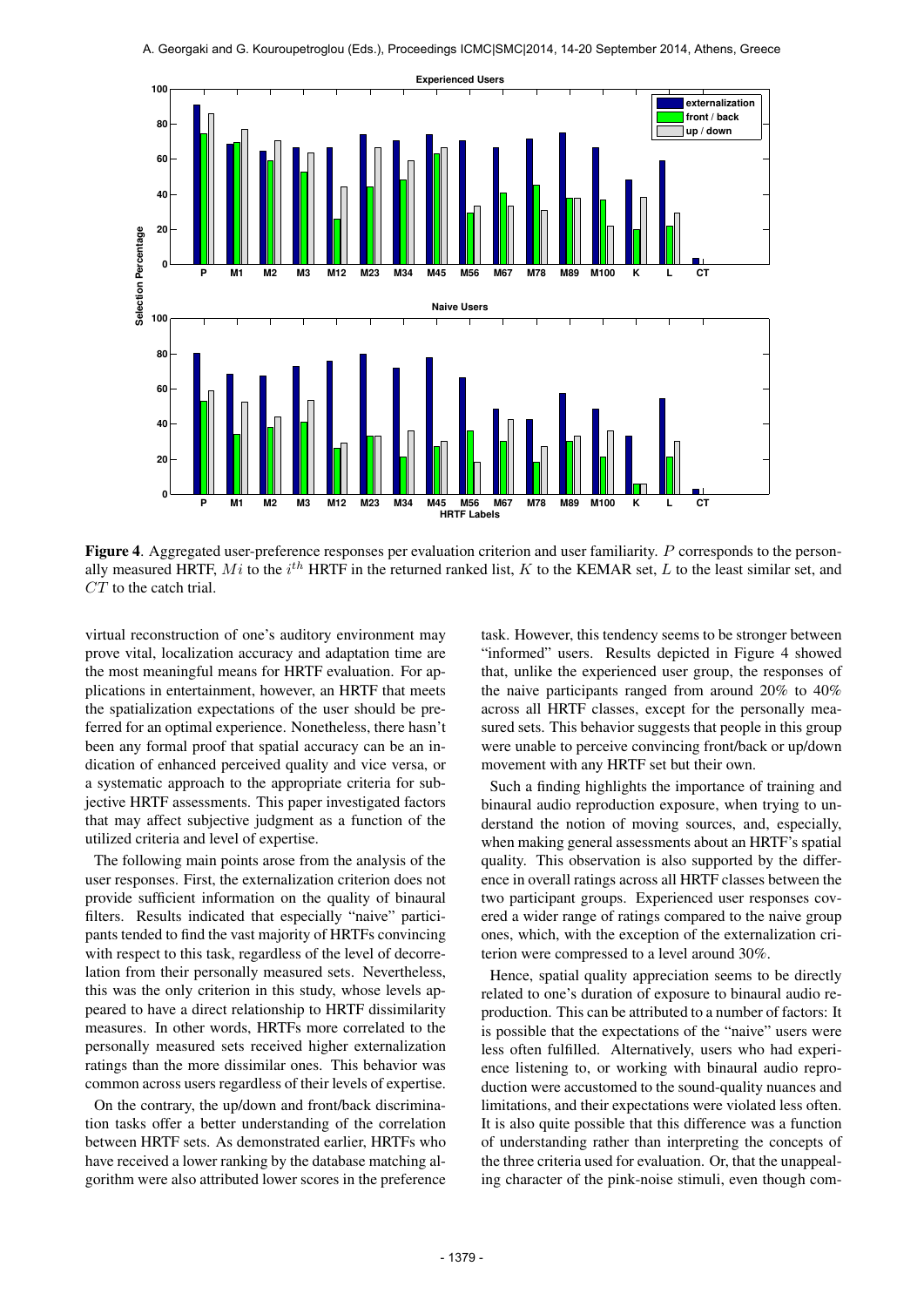**Figure 4**. Aggregated user-preference responses per evaluation criterion and user familiarity. $P$ corresponds to the personally measured HRTF, $Mi$ to the $i^{th}$ HRTF in the returned ranked list, $K$ to the KEMAR set, $L$ to the least similar set, and $CT$ to the catch trial.

virtual reconstruction of one's auditory environment may prove vital, localization accuracy and adaptation time are the most meaningful means for HRTF evaluation. For applications in entertainment, however, an HRTF that meets the spatialization expectations of the user should be preferred for an optimal experience. Nonetheless, there hasn't been any formal proof that spatial accuracy can be an indication of enhanced perceived quality and vice versa, or a systematic approach to the appropriate criteria for subjective HRTF assessments. This paper investigated factors that may affect subjective judgment as a function of the utilized criteria and level of expertise.

The following main points arose from the analysis of the user responses. First, the externalization criterion does not provide sufficient information on the quality of binaural filters. Results indicated that especially "naive" participants tended to find the vast majority of HRTFs convincing with respect to this task, regardless of the level of decorrelation from their personally measured sets. Nevertheless, this was the only criterion in this study, whose levels appeared to have a direct relationship to HRTF dissimilarity measures. In other words, HRTFs more correlated to the personally measured sets received higher externalization ratings than the more dissimilar ones. This behavior was common across users regardless of their levels of expertise.

On the contrary, the up/down and front/back discrimination tasks offer a better understanding of the correlation between HRTF sets. As demonstrated earlier, HRTFs who have received a lower ranking by the database matching algorithm were also attributed lower scores in the preference task. However, this tendency seems to be stronger between "informed" users. Results depicted in Figure 4 showed that, unlike the experienced user group, the responses of the naive participants ranged from around 20% to 40% across all HRTF classes, except for the personally measured sets. This behavior suggests that people in this group were unable to perceive convincing front/back or up/down movement with any HRTF set but their own.

Such a finding highlights the importance of training and binaural audio reproduction exposure, when trying to understand the notion of moving sources, and, especially, when making general assessments about an HRTF's spatial quality. This observation is also supported by the difference in overall ratings across all HRTF classes between the two participant groups. Experienced user responses covered a wider range of ratings compared to the naive group ones, which, with the exception of the externalization criterion were compressed to a level around 30%.

Hence, spatial quality appreciation seems to be directly related to one's duration of exposure to binaural audio reproduction. This can be attributed to a number of factors: It is possible that the expectations of the "naive" users were less often fulfilled. Alternatively, users who had experience listening to, or working with binaural audio reproduction were accustomed to the sound-quality nuances and limitations, and their expectations were violated less often. It is also quite possible that this difference was a function of understanding rather than interpreting the concepts of the three criteria used for evaluation. Or, that the unappealing character of the pink-noise stimuli, even though com-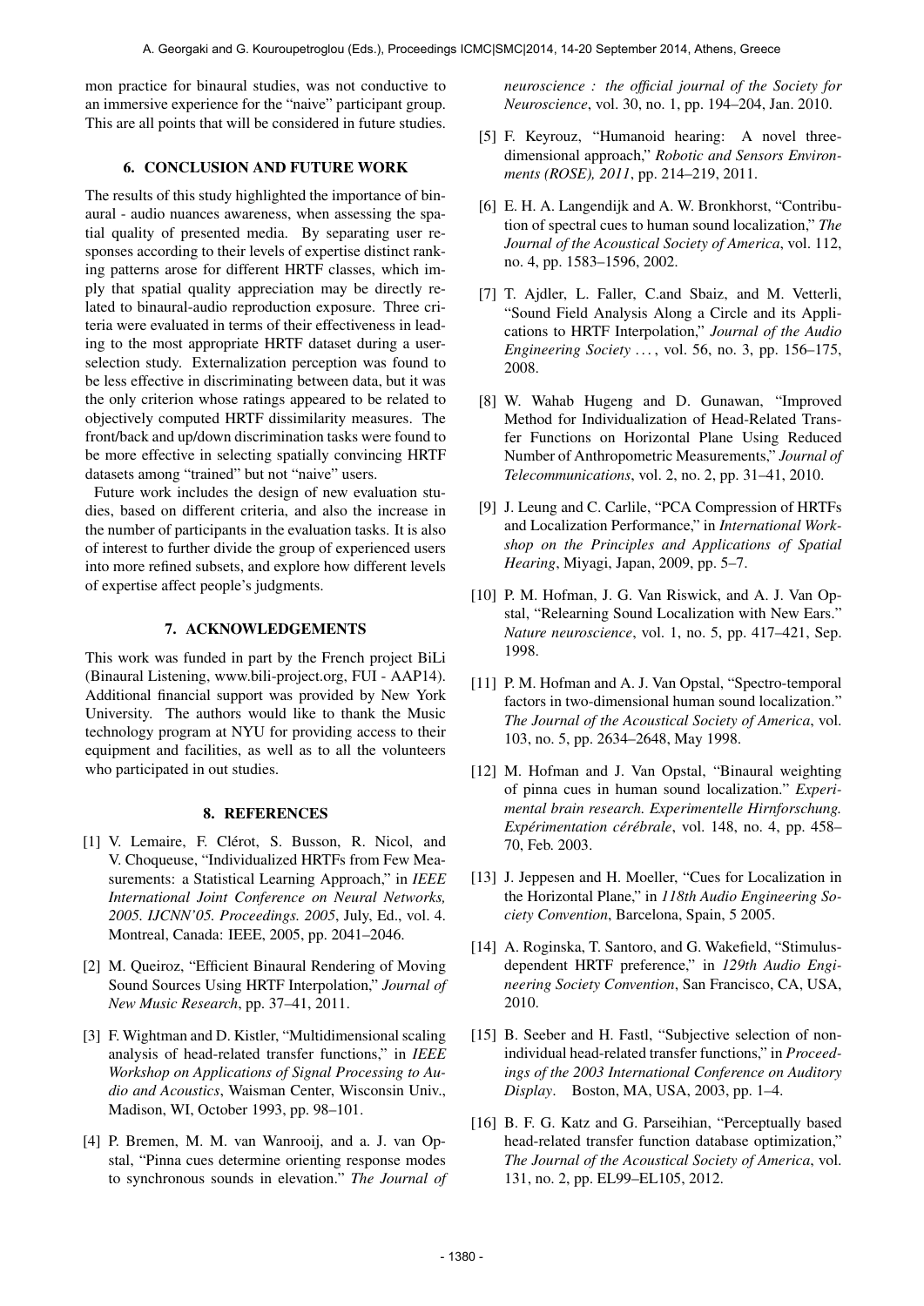mon practice for binaural studies, was not conductive to an immersive experience for the "naive" participant group. This are all points that will be considered in future studies.

## 6. CONCLUSION AND FUTURE WORK

The results of this study highlighted the importance of binaural - audio nuances awareness, when assessing the spatial quality of presented media. By separating user responses according to their levels of expertise distinct ranking patterns arose for different HRTF classes, which imply that spatial quality appreciation may be directly related to binaural-audio reproduction exposure. Three criteria were evaluated in terms of their effectiveness in leading to the most appropriate HRTF dataset during a user-selection study. Externalization perception was found to be less effective in discriminating between data, but it was the only criterion whose ratings appeared to be related to objectively computed HRTF dissimilarity measures. The front/back and up/down discrimination tasks were found to be more effective in selecting spatially convincing HRTF datasets among "trained" but not "naive" users.

Future work includes the design of new evaluation studies, based on different criteria, and also the increase in the number of participants in the evaluation tasks. It is also of interest to further divide the group of experienced users into more refined subsets, and explore how different levels of expertise affect people's judgments.

## 7. ACKNOWLEDGEMENTS

This work was funded in part by the French project BiLi (Binaural Listening, www.bili-project.org, FUI - AAP14). Additional financial support was provided by New York University. The authors would like to thank the Music technology program at NYU for providing access to their equipment and facilities, as well as to all the volunteers who participated in out studies.

## 8. REFERENCES

[1] V. Lemaire, F. Clérot, S. Busson, R. Nicol, and V. Choqueuse, "Individualized HRTFs from Few Measurements: a Statistical Learning Approach," in *IEEE International Joint Conference on Neural Networks, 2005. IJCNN'05. Proceedings. 2005*, July, Ed., vol. 4. Montreal, Canada: IEEE, 2005, pp. 2041–2046.

[2] M. Queiroz, "Efficient Binaural Rendering of Moving Sound Sources Using HRTF Interpolation," *Journal of New Music Research*, pp. 37–41, 2011.

[3] F. Wightman and D. Kistler, "Multidimensional scaling analysis of head-related transfer functions," in *IEEE Workshop on Applications of Signal Processing to Audio and Acoustics*, Waisman Center, Wisconsin Univ., Madison, WI, October 1993, pp. 98–101.

[4] P. Bremen, M. M. van Wanrooij, and a. J. van Opstal, "Pinna cues determine orienting response modes to synchronous sounds in elevation." *The Journal of neuroscience : the official journal of the Society for Neuroscience*, vol. 30, no. 1, pp. 194–204, Jan. 2010.

[5] F. Keyrouz, "Humanoid hearing: A novel three-dimensional approach," *Robotic and Sensors Environments (ROSE), 2011*, pp. 214–219, 2011.

[6] E. H. A. Langendijk and A. W. Bronkhorst, "Contribution of spectral cues to human sound localization," *The Journal of the Acoustical Society of America*, vol. 112, no. 4, pp. 1583–1596, 2002.

[7] T. Ajdler, L. Faller, C.and Sbaiz, and M. Vetterli, "Sound Field Analysis Along a Circle and its Applications to HRTF Interpolation," *Journal of the Audio Engineering Society ...*, vol. 56, no. 3, pp. 156–175, 2008.

[8] W. Wahab Hugeng and D. Gunawan, "Improved Method for Individualization of Head-Related Transfer Functions on Horizontal Plane Using Reduced Number of Anthropometric Measurements," *Journal of Telecommunications*, vol. 2, no. 2, pp. 31–41, 2010.

[9] J. Leung and C. Carlile, "PCA Compression of HRTFs and Localization Performance," in *International Workshop on the Principles and Applications of Spatial Hearing*, Miyagi, Japan, 2009, pp. 5–7.

[10] P. M. Hofman, J. G. Van Riswick, and A. J. Van Opstal, "Relearning Sound Localization with New Ears." *Nature neuroscience*, vol. 1, no. 5, pp. 417–421, Sep. 1998.

[11] P. M. Hofman and A. J. Van Opstal, "Spectro-temporal factors in two-dimensional human sound localization." *The Journal of the Acoustical Society of America*, vol. 103, no. 5, pp. 2634–2648, May 1998.

[12] M. Hofman and J. Van Opstal, "Binaural weighting of pinna cues in human sound localization." *Experimental brain research. Experimentelle Hirnforschung. Expérimentation cérébrale*, vol. 148, no. 4, pp. 458–70, Feb. 2003.

[13] J. Jeppesen and H. Moeller, "Cues for Localization in the Horizontal Plane," in *118th Audio Engineering Society Convention*, Barcelona, Spain, 5 2005.

[14] A. Roginska, T. Santoro, and G. Wakefield, "Stimulus-dependent HRTF preference," in *129th Audio Engineering Society Convention*, San Francisco, CA, USA, 2010.

[15] B. Seeber and H. Fastl, "Subjective selection of non-individual head-related transfer functions," in *Proceedings of the 2003 International Conference on Auditory Display*. Boston, MA, USA, 2003, pp. 1–4.

[16] B. F. G. Katz and G. Parseihian, "Perceptually based head-related transfer function database optimization," *The Journal of the Acoustical Society of America*, vol. 131, no. 2, pp. EL99–EL105, 2012.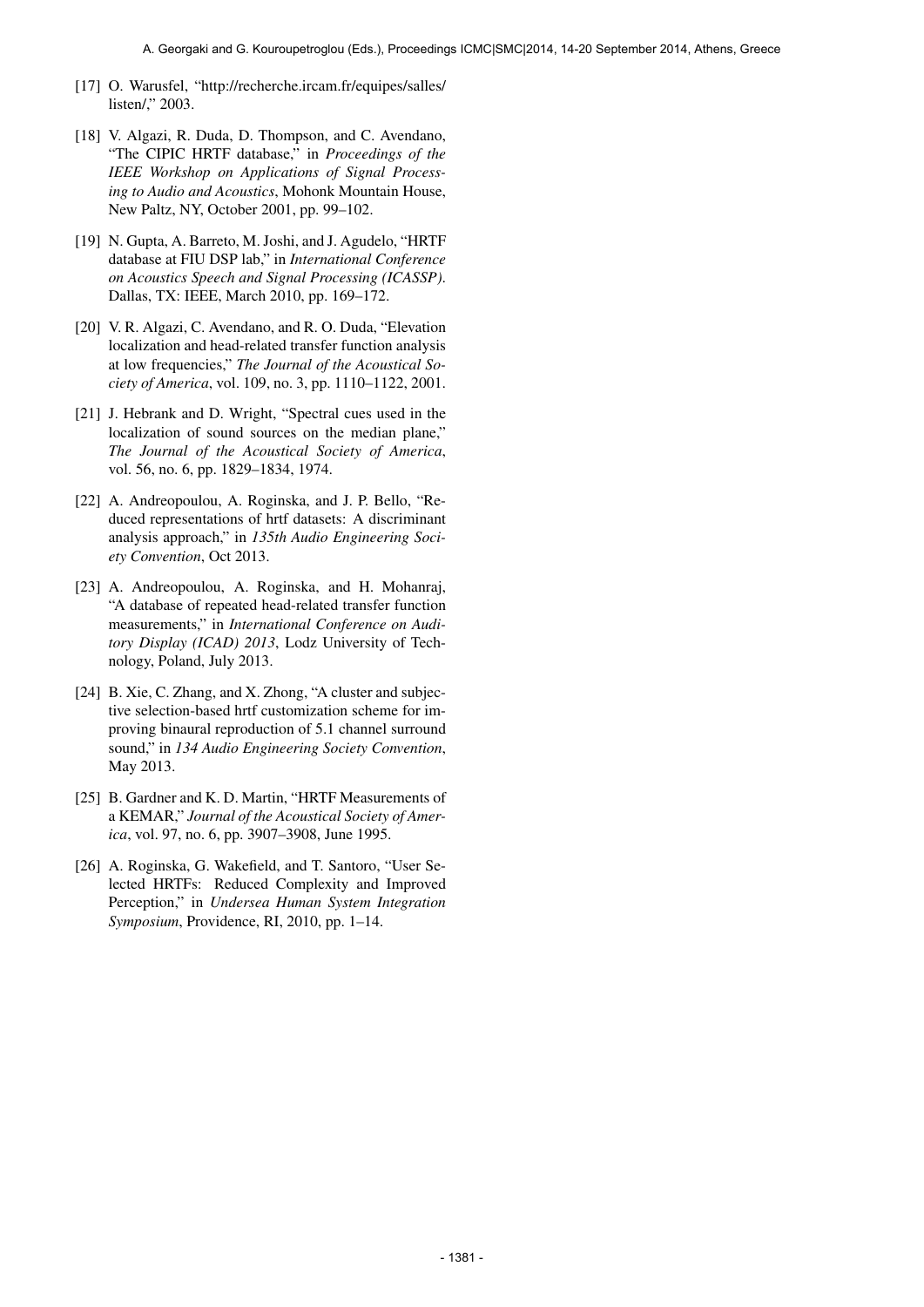[17] O. Warusfel, "http://recherche.ircam.fr/equipes/salles/listen/," 2003.

[18] V. Algazi, R. Duda, D. Thompson, and C. Avendano, "The CIPIC HRTF database," in *Proceedings of the IEEE Workshop on Applications of Signal Processing to Audio and Acoustics*, Mohonk Mountain House, New Paltz, NY, October 2001, pp. 99–102.

[19] N. Gupta, A. Barreto, M. Joshi, and J. Agudelo, "HRTF database at FIU DSP lab," in *International Conference on Acoustics Speech and Signal Processing (ICASSP)*. Dallas, TX: IEEE, March 2010, pp. 169–172.

[20] V. R. Algazi, C. Avendano, and R. O. Duda, "Elevation localization and head-related transfer function analysis at low frequencies," *The Journal of the Acoustical Society of America*, vol. 109, no. 3, pp. 1110–1122, 2001.

[21] J. Hebrank and D. Wright, "Spectral cues used in the localization of sound sources on the median plane," *The Journal of the Acoustical Society of America*, vol. 56, no. 6, pp. 1829–1834, 1974.

[22] A. Andreopoulou, A. Roginska, and J. P. Bello, "Reduced representations of hrtf datasets: A discriminant analysis approach," in *135th Audio Engineering Society Convention*, Oct 2013.

[23] A. Andreopoulou, A. Roginska, and H. Mohanraj, "A database of repeated head-related transfer function measurements," in *International Conference on Auditory Display (ICAD) 2013*, Lodz University of Technology, Poland, July 2013.

[24] B. Xie, C. Zhang, and X. Zhong, "A cluster and subjective selection-based hrtf customization scheme for improving binaural reproduction of 5.1 channel surround sound," in *134 Audio Engineering Society Convention*, May 2013.

[25] B. Gardner and K. D. Martin, "HRTF Measurements of a KEMAR," *Journal of the Acoustical Society of America*, vol. 97, no. 6, pp. 3907–3908, June 1995.

[26] A. Roginska, G. Wakefield, and T. Santoro, "User Selected HRTFs: Reduced Complexity and Improved Perception," in *Undersea Human System Integration Symposium*, Providence, RI, 2010, pp. 1–14.